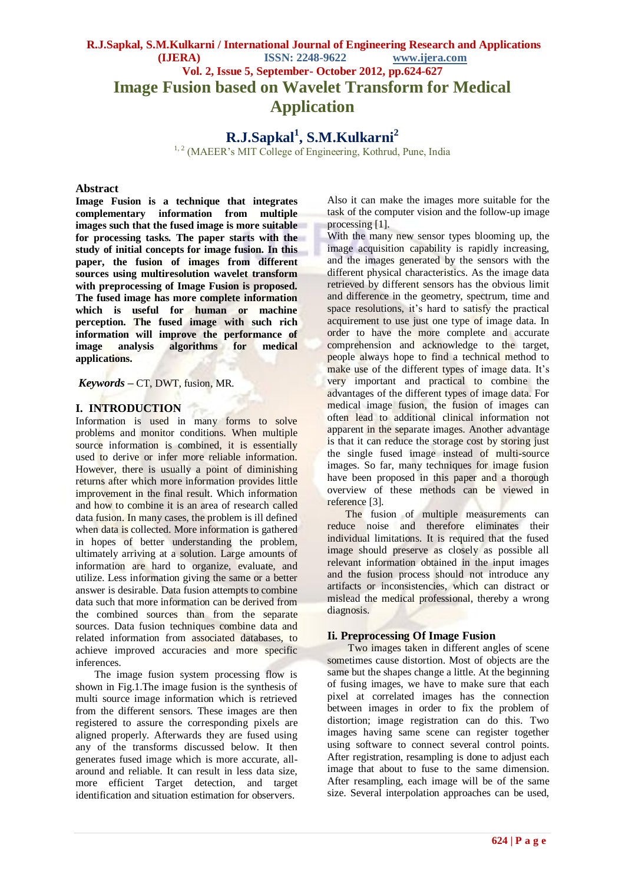# Image Fusion based on Wavelet Transform for Medical Application

## R.J.Sapkal[1], S.M.Kulkarni[2]

[1, 2] (MAEER's MIT College of Engineering, Kothrud, Pune, India

### Abstract

**Image Fusion is a technique that integrates complementary information from multiple images such that the fused image is more suitable for processing tasks. The paper starts with the study of initial concepts for image fusion. In this paper, the fusion of images from different sources using multiresolution wavelet transform with preprocessing of Image Fusion is proposed. The fused image has more complete information which is useful for human or machine perception. The fused image with such rich information will improve the performance of image analysis algorithms for medical applications.**

***Keywords*** **–** CT, DWT, fusion, MR.

## I. INTRODUCTION

Information is used in many forms to solve problems and monitor conditions. When multiple source information is combined, it is essentially used to derive or infer more reliable information. However, there is usually a point of diminishing returns after which more information provides little improvement in the final result. Which information and how to combine it is an area of research called data fusion. In many cases, the problem is ill defined when data is collected. More information is gathered in hopes of better understanding the problem, ultimately arriving at a solution. Large amounts of information are hard to organize, evaluate, and utilize. Less information giving the same or a better answer is desirable. Data fusion attempts to combine data such that more information can be derived from the combined sources than from the separate sources. Data fusion techniques combine data and related information from associated databases, to achieve improved accuracies and more specific inferences.

The image fusion system processing flow is shown in Fig.1.The image fusion is the synthesis of multi source image information which is retrieved from the different sensors. These images are then registered to assure the corresponding pixels are aligned properly. Afterwards they are fused using any of the transforms discussed below. It then generates fused image which is more accurate, all-around and reliable. It can result in less data size, more efficient Target detection, and target identification and situation estimation for observers. Also it can make the images more suitable for the task of the computer vision and the follow-up image processing [1].

With the many new sensor types blooming up, the image acquisition capability is rapidly increasing, and the images generated by the sensors with the different physical characteristics. As the image data retrieved by different sensors has the obvious limit and difference in the geometry, spectrum, time and space resolutions, it's hard to satisfy the practical acquirement to use just one type of image data. In order to have the more complete and accurate comprehension and acknowledge to the target, people always hope to find a technical method to make use of the different types of image data. It's very important and practical to combine the advantages of the different types of image data. For medical image fusion, the fusion of images can often lead to additional clinical information not apparent in the separate images. Another advantage is that it can reduce the storage cost by storing just the single fused image instead of multi-source images. So far, many techniques for image fusion have been proposed in this paper and a thorough overview of these methods can be viewed in reference [3].

The fusion of multiple measurements can reduce noise and therefore eliminates their individual limitations. It is required that the fused image should preserve as closely as possible all relevant information obtained in the input images and the fusion process should not introduce any artifacts or inconsistencies, which can distract or mislead the medical professional, thereby a wrong diagnosis.

## Ii. Preprocessing Of Image Fusion

Two images taken in different angles of scene sometimes cause distortion. Most of objects are the same but the shapes change a little. At the beginning of fusing images, we have to make sure that each pixel at correlated images has the connection between images in order to fix the problem of distortion; image registration can do this. Two images having same scene can register together using software to connect several control points. After registration, resampling is done to adjust each image that about to fuse to the same dimension. After resampling, each image will be of the same size. Several interpolation approaches can be used,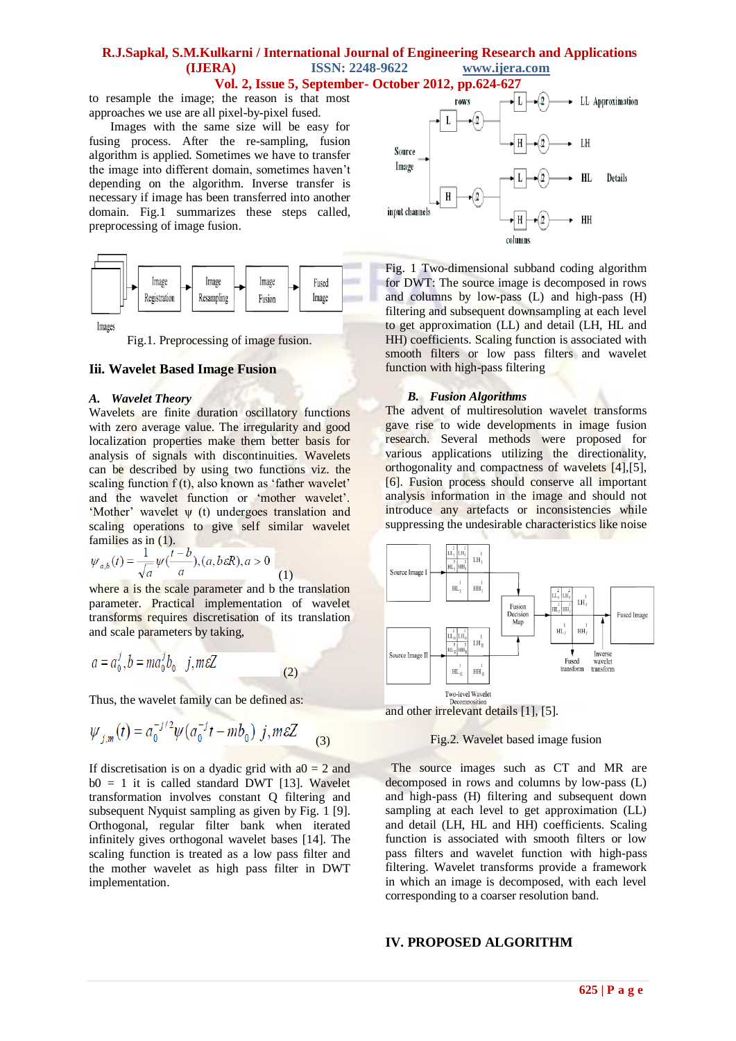to resample the image; the reason is that most approaches we use are all pixel-by-pixel fused.

Images with the same size will be easy for fusing process. After the re-sampling, fusion algorithm is applied. Sometimes we have to transfer the image into different domain, sometimes haven't depending on the algorithm. Inverse transfer is necessary if image has been transferred into another domain. Fig.1 summarizes these steps called, preprocessing of image fusion.

Fig.1. Preprocessing of image fusion.

## Iii. Wavelet Based Image Fusion

### *A. Wavelet Theory*

Wavelets are finite duration oscillatory functions with zero average value. The irregularity and good localization properties make them better basis for analysis of signals with discontinuities. Wavelets can be described by using two functions viz. the scaling function f (t), also known as 'father wavelet' and the wavelet function or 'mother wavelet'. 'Mother' wavelet ψ (t) undergoes translation and scaling operations to give self similar wavelet families as in (1).

$$\psi_{a,b}(t) = \frac{1}{\sqrt{a}}\psi\left(\frac{t-b}{a}\right), (a,b\varepsilon R), a > 0 \quad (1)$$

where a is the scale parameter and b the translation parameter. Practical implementation of wavelet transforms requires discretisation of its translation and scale parameters by taking,

$$a = a_0^j, b = ma_0^j b_0 \quad j,m\varepsilon Z \quad (2)$$

Thus, the wavelet family can be defined as:

$$\psi_{j,m}(t) = a_0^{-j/2}\psi(a_0^{-j}t - mb_0) \; j,m\varepsilon Z \quad (3)$$

If discretisation is on a dyadic grid with a0 = 2 and b0 = 1 it is called standard DWT [13]. Wavelet transformation involves constant Q filtering and subsequent Nyquist sampling as given by Fig. 1 [9]. Orthogonal, regular filter bank when iterated infinitely gives orthogonal wavelet bases [14]. The scaling function is treated as a low pass filter and the mother wavelet as high pass filter in DWT implementation.

Fig. 1 Two-dimensional subband coding algorithm for DWT: The source image is decomposed in rows and columns by low-pass (L) and high-pass (H) filtering and subsequent downsampling at each level to get approximation (LL) and detail (LH, HL and HH) coefficients. Scaling function is associated with smooth filters or low pass filters and wavelet function with high-pass filtering

### *B. Fusion Algorithms*

The advent of multiresolution wavelet transforms gave rise to wide developments in image fusion research. Several methods were proposed for various applications utilizing the directionality, orthogonality and compactness of wavelets [4],[5], [6]. Fusion process should conserve all important analysis information in the image and should not introduce any artefacts or inconsistencies while suppressing the undesirable characteristics like noise and other irrelevant details [1], [5].

Fig.2. Wavelet based image fusion

The source images such as CT and MR are decomposed in rows and columns by low-pass (L) and high-pass (H) filtering and subsequent down sampling at each level to get approximation (LL) and detail (LH, HL and HH) coefficients. Scaling function is associated with smooth filters or low pass filters and wavelet function with high-pass filtering. Wavelet transforms provide a framework in which an image is decomposed, with each level corresponding to a coarser resolution band.

## IV. PROPOSED ALGORITHM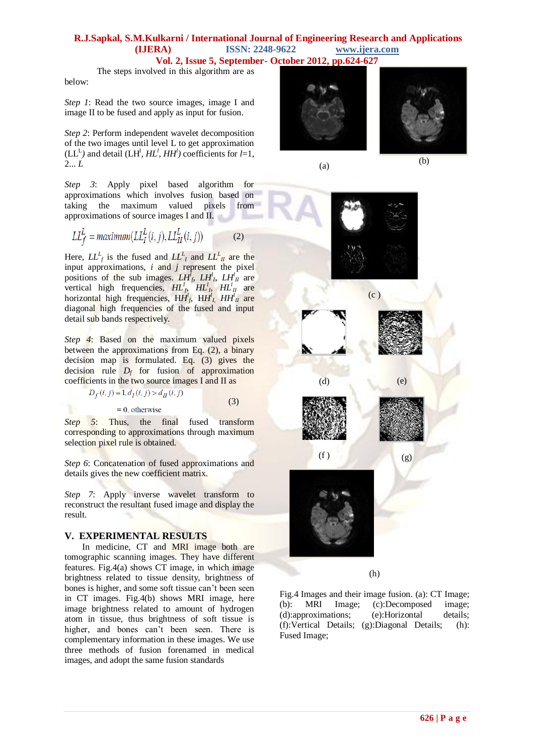The steps involved in this algorithm are as below:

*Step 1*: Read the two source images, image I and image II to be fused and apply as input for fusion.

*Step 2*: Perform independent wavelet decomposition of the two images until level L to get approximation ($LL^L$) and detail ($LH^l$, $HL^l$, $HH^l$) coefficients for $l$=1, 2... $L$

*Step 3*: Apply pixel based algorithm for approximations which involves fusion based on taking the maximum valued pixels from approximations of source images I and II.

$$LL_f^L = maximum(LL_I^L(i,j), LL_{II}^L(i,j)) \quad (2)$$

Here, $LL^L_f$ is the fused and $LL^L_I$ and $LL^L_{II}$ are the input approximations, $i$ and $j$ represent the pixel positions of the sub images. $LH^l_f$, $LH^l_I$, $LH^l_{II}$ are vertical high frequencies, $HL^l_f$, $HL^l_I$, $HL^l_{II}$ are horizontal high frequencies, $HH^l_f$, $HH^l_I$, $HH^l_{II}$ are diagonal high frequencies of the fused and input detail sub bands respectively.

*Step 4*: Based on the maximum valued pixels between the approximations from Eq. (2), a binary decision map is formulated. Eq. (3) gives the decision rule $D_f$ for fusion of approximation coefficients in the two source images I and II as

$$D_f(i,j) = 1, d_I(i,j) > d_{II}(i,j)$$
$$= 0, \text{ otherwise} \quad (3)$$

*Step 5*: Thus, the final fused transform corresponding to approximations through maximum selection pixel rule is obtained.

*Step 6*: Concatenation of fused approximations and details gives the new coefficient matrix.

*Step 7*: Apply inverse wavelet transform to reconstruct the resultant fused image and display the result.

## V. EXPERIMENTAL RESULTS

In medicine, CT and MRI image both are tomographic scanning images. They have different features. Fig.4(a) shows CT image, in which image brightness related to tissue density, brightness of bones is higher, and some soft tissue can't been seen in CT images. Fig.4(b) shows MRI image, here image brightness related to amount of hydrogen atom in tissue, thus brightness of soft tissue is higher, and bones can't been seen. There is complementary information in these images. We use three methods of fusion forenamed in medical images, and adopt the same fusion standards

Fig.4 Images and their image fusion. (a): CT Image; (b): MRI Image; (c):Decomposed image; (d):approximations; (e):Horizontal details; (f):Vertical Details; (g):Diagonal Details; (h): Fused Image;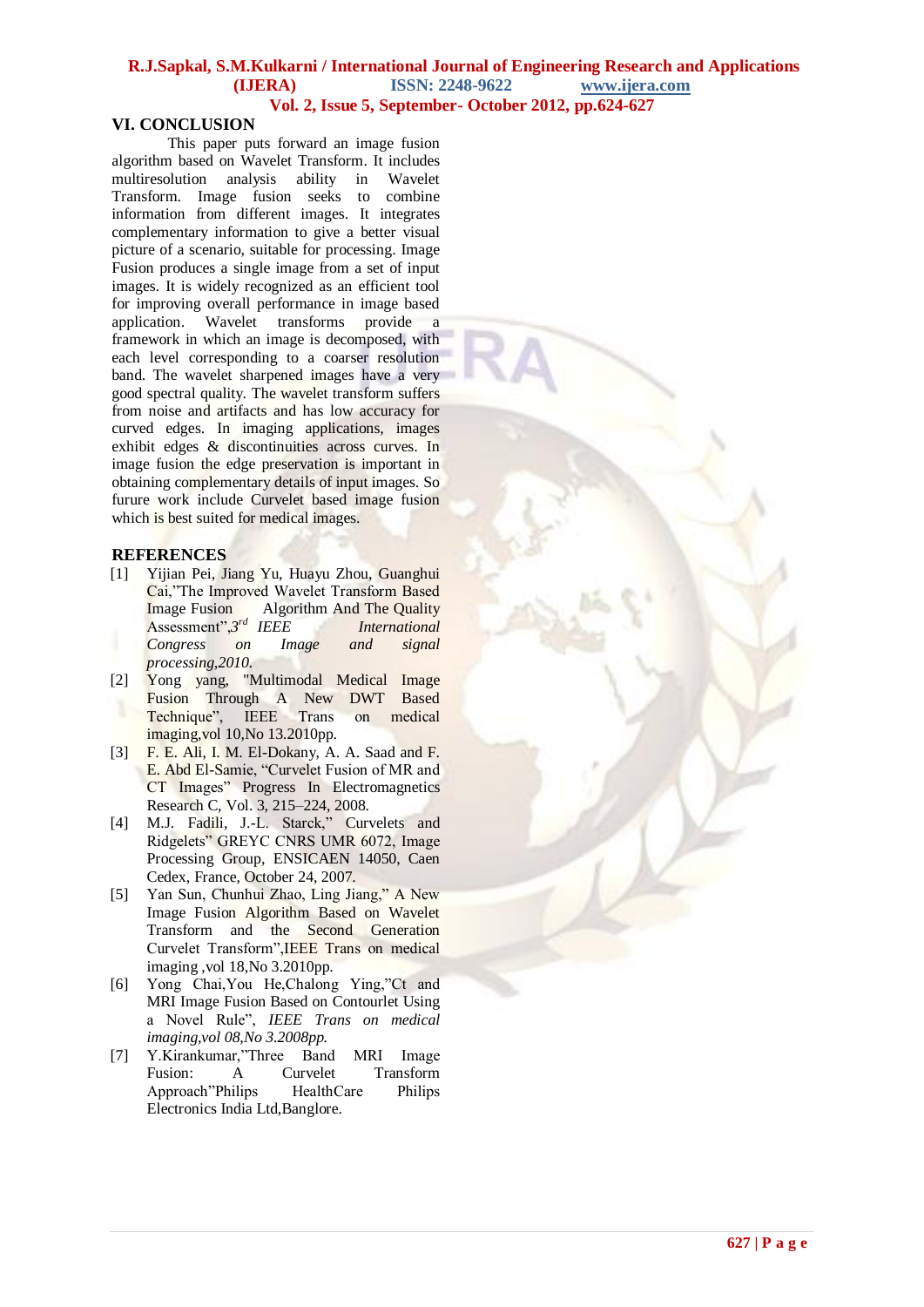## VI. CONCLUSION

This paper puts forward an image fusion algorithm based on Wavelet Transform. It includes multiresolution analysis ability in Wavelet Transform. Image fusion seeks to combine information from different images. It integrates complementary information to give a better visual picture of a scenario, suitable for processing. Image Fusion produces a single image from a set of input images. It is widely recognized as an efficient tool for improving overall performance in image based application. Wavelet transforms provide a framework in which an image is decomposed, with each level corresponding to a coarser resolution band. The wavelet sharpened images have a very good spectral quality. The wavelet transform suffers from noise and artifacts and has low accuracy for curved edges. In imaging applications, images exhibit edges & discontinuities across curves. In image fusion the edge preservation is important in obtaining complementary details of input images. So furure work include Curvelet based image fusion which is best suited for medical images.

## REFERENCES

[1] Yijian Pei, Jiang Yu, Huayu Zhou, Guanghui Cai,"The Improved Wavelet Transform Based Image Fusion Algorithm And The Quality Assessment",3rd *IEEE International Congress on Image and signal processing,2010.*

[2] Yong yang, "Multimodal Medical Image Fusion Through A New DWT Based Technique", IEEE Trans on medical imaging,vol 10,No 13.2010pp.

[3] F. E. Ali, I. M. El-Dokany, A. A. Saad and F. E. Abd El-Samie, "Curvelet Fusion of MR and CT Images" Progress In Electromagnetics Research C, Vol. 3, 215–224, 2008.

[4] M.J. Fadili, J.-L. Starck," Curvelets and Ridgelets" GREYC CNRS UMR 6072, Image Processing Group, ENSICAEN 14050, Caen Cedex, France, October 24, 2007.

[5] Yan Sun, Chunhui Zhao, Ling Jiang," A New Image Fusion Algorithm Based on Wavelet Transform and the Second Generation Curvelet Transform",IEEE Trans on medical imaging ,vol 18,No 3.2010pp.

[6] Yong Chai,You He,Chalong Ying,"Ct and MRI Image Fusion Based on Contourlet Using a Novel Rule", *IEEE Trans on medical imaging,vol 08,No 3.2008pp.*

[7] Y.Kirankumar,"Three Band MRI Image Fusion: A Curvelet Transform Approach"Philips HealthCare Philips Electronics India Ltd,Banglore.